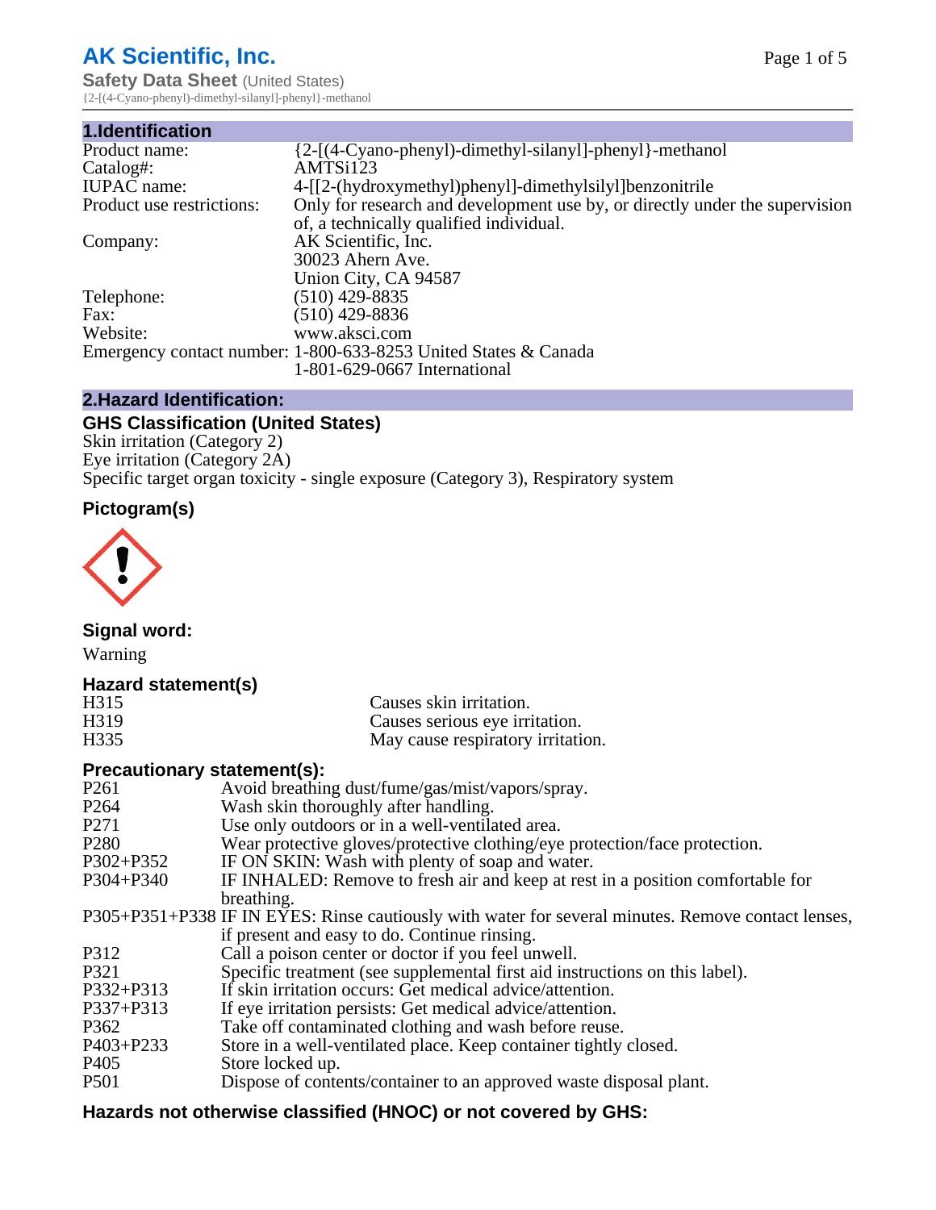# AK Scientific, Inc.

**Safety Data Sheet** (United States)
{2-[(4-Cyano-phenyl)-dimethyl-silanyl]-phenyl}-methanol

## 1.Identification

| | |
|---|---|
| Product name: | {2-[(4-Cyano-phenyl)-dimethyl-silanyl]-phenyl}-methanol |
| Catalog#: | AMTSi123 |
| IUPAC name: | 4-[[2-(hydroxymethyl)phenyl]-dimethylsilyl]benzonitrile |
| Product use restrictions: | Only for research and development use by, or directly under the supervision of, a technically qualified individual. |
| Company: | AK Scientific, Inc.<br>30023 Ahern Ave.<br>Union City, CA 94587 |
| Telephone: | (510) 429-8835 |
| Fax: | (510) 429-8836 |
| Website: | www.aksci.com |
| Emergency contact number: | 1-800-633-8253 United States & Canada<br>1-801-629-0667 International |

## 2.Hazard Identification:

### GHS Classification (United States)

Skin irritation (Category 2)
Eye irritation (Category 2A)
Specific target organ toxicity - single exposure (Category 3), Respiratory system

### Pictogram(s)

### Signal word:

Warning

### Hazard statement(s)

| | |
|---|---|
| H315 | Causes skin irritation. |
| H319 | Causes serious eye irritation. |
| H335 | May cause respiratory irritation. |

### Precautionary statement(s):

| | |
|---|---|
| P261 | Avoid breathing dust/fume/gas/mist/vapors/spray. |
| P264 | Wash skin thoroughly after handling. |
| P271 | Use only outdoors or in a well-ventilated area. |
| P280 | Wear protective gloves/protective clothing/eye protection/face protection. |
| P302+P352 | IF ON SKIN: Wash with plenty of soap and water. |
| P304+P340 | IF INHALED: Remove to fresh air and keep at rest in a position comfortable for breathing. |
| P305+P351+P338 | IF IN EYES: Rinse cautiously with water for several minutes. Remove contact lenses, if present and easy to do. Continue rinsing. |
| P312 | Call a poison center or doctor if you feel unwell. |
| P321 | Specific treatment (see supplemental first aid instructions on this label). |
| P332+P313 | If skin irritation occurs: Get medical advice/attention. |
| P337+P313 | If eye irritation persists: Get medical advice/attention. |
| P362 | Take off contaminated clothing and wash before reuse. |
| P403+P233 | Store in a well-ventilated place. Keep container tightly closed. |
| P405 | Store locked up. |
| P501 | Dispose of contents/container to an approved waste disposal plant. |

### Hazards not otherwise classified (HNOC) or not covered by GHS: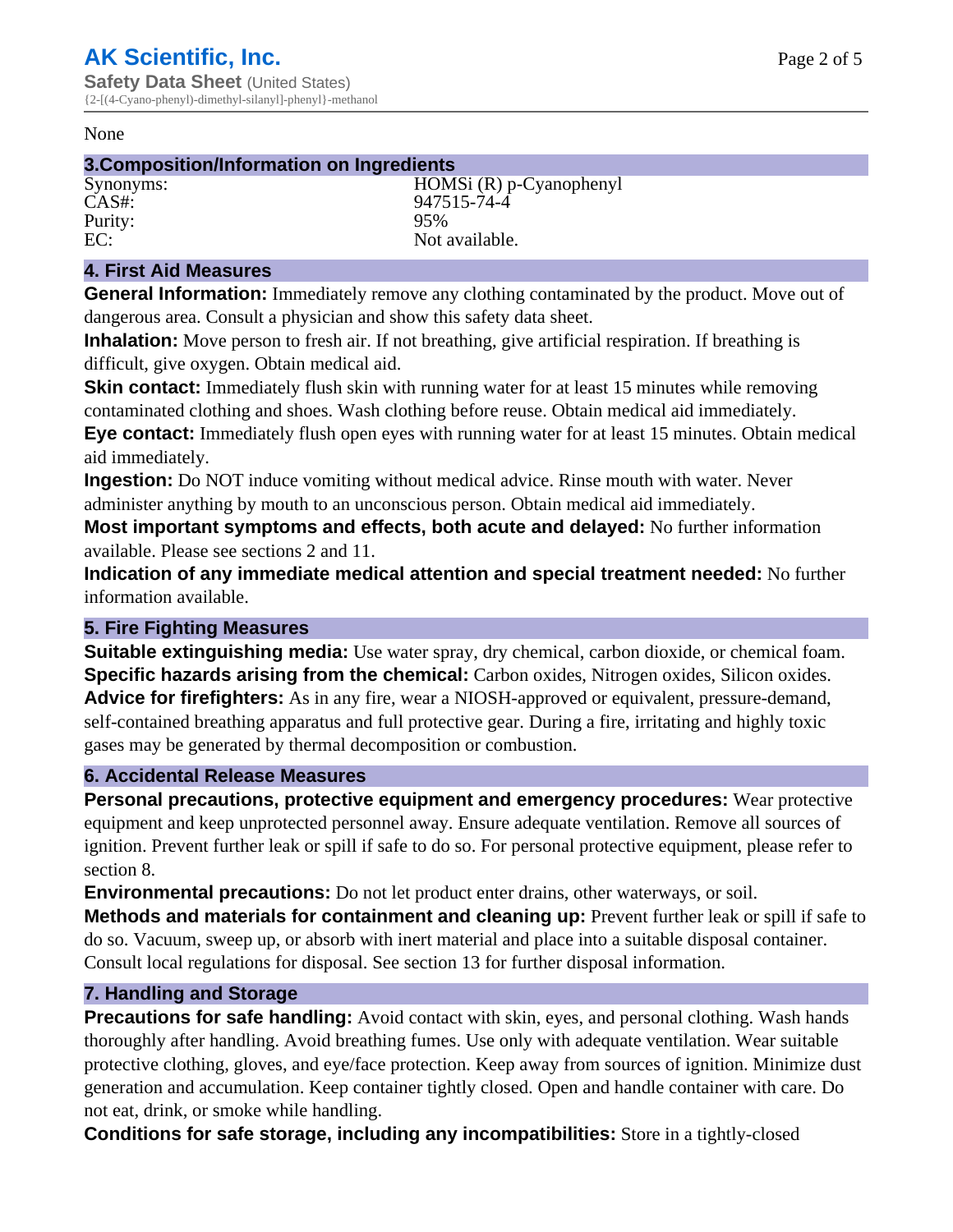None

## 3.Composition/Information on Ingredients

| | |
|---|---|
| Synonyms: | HOMSi (R) p-Cyanophenyl |
| CAS#: | 947515-74-4 |
| Purity: | 95% |
| EC: | Not available. |

## 4. First Aid Measures

**General Information:** Immediately remove any clothing contaminated by the product. Move out of dangerous area. Consult a physician and show this safety data sheet.

**Inhalation:** Move person to fresh air. If not breathing, give artificial respiration. If breathing is difficult, give oxygen. Obtain medical aid.

**Skin contact:** Immediately flush skin with running water for at least 15 minutes while removing contaminated clothing and shoes. Wash clothing before reuse. Obtain medical aid immediately.

**Eye contact:** Immediately flush open eyes with running water for at least 15 minutes. Obtain medical aid immediately.

**Ingestion:** Do NOT induce vomiting without medical advice. Rinse mouth with water. Never administer anything by mouth to an unconscious person. Obtain medical aid immediately.

**Most important symptoms and effects, both acute and delayed:** No further information available. Please see sections 2 and 11.

**Indication of any immediate medical attention and special treatment needed:** No further information available.

## 5. Fire Fighting Measures

**Suitable extinguishing media:** Use water spray, dry chemical, carbon dioxide, or chemical foam.

**Specific hazards arising from the chemical:** Carbon oxides, Nitrogen oxides, Silicon oxides.

**Advice for firefighters:** As in any fire, wear a NIOSH-approved or equivalent, pressure-demand, self-contained breathing apparatus and full protective gear. During a fire, irritating and highly toxic gases may be generated by thermal decomposition or combustion.

## 6. Accidental Release Measures

**Personal precautions, protective equipment and emergency procedures:** Wear protective equipment and keep unprotected personnel away. Ensure adequate ventilation. Remove all sources of ignition. Prevent further leak or spill if safe to do so. For personal protective equipment, please refer to section 8.

**Environmental precautions:** Do not let product enter drains, other waterways, or soil.

**Methods and materials for containment and cleaning up:** Prevent further leak or spill if safe to do so. Vacuum, sweep up, or absorb with inert material and place into a suitable disposal container. Consult local regulations for disposal. See section 13 for further disposal information.

## 7. Handling and Storage

**Precautions for safe handling:** Avoid contact with skin, eyes, and personal clothing. Wash hands thoroughly after handling. Avoid breathing fumes. Use only with adequate ventilation. Wear suitable protective clothing, gloves, and eye/face protection. Keep away from sources of ignition. Minimize dust generation and accumulation. Keep container tightly closed. Open and handle container with care. Do not eat, drink, or smoke while handling.

**Conditions for safe storage, including any incompatibilities:** Store in a tightly-closed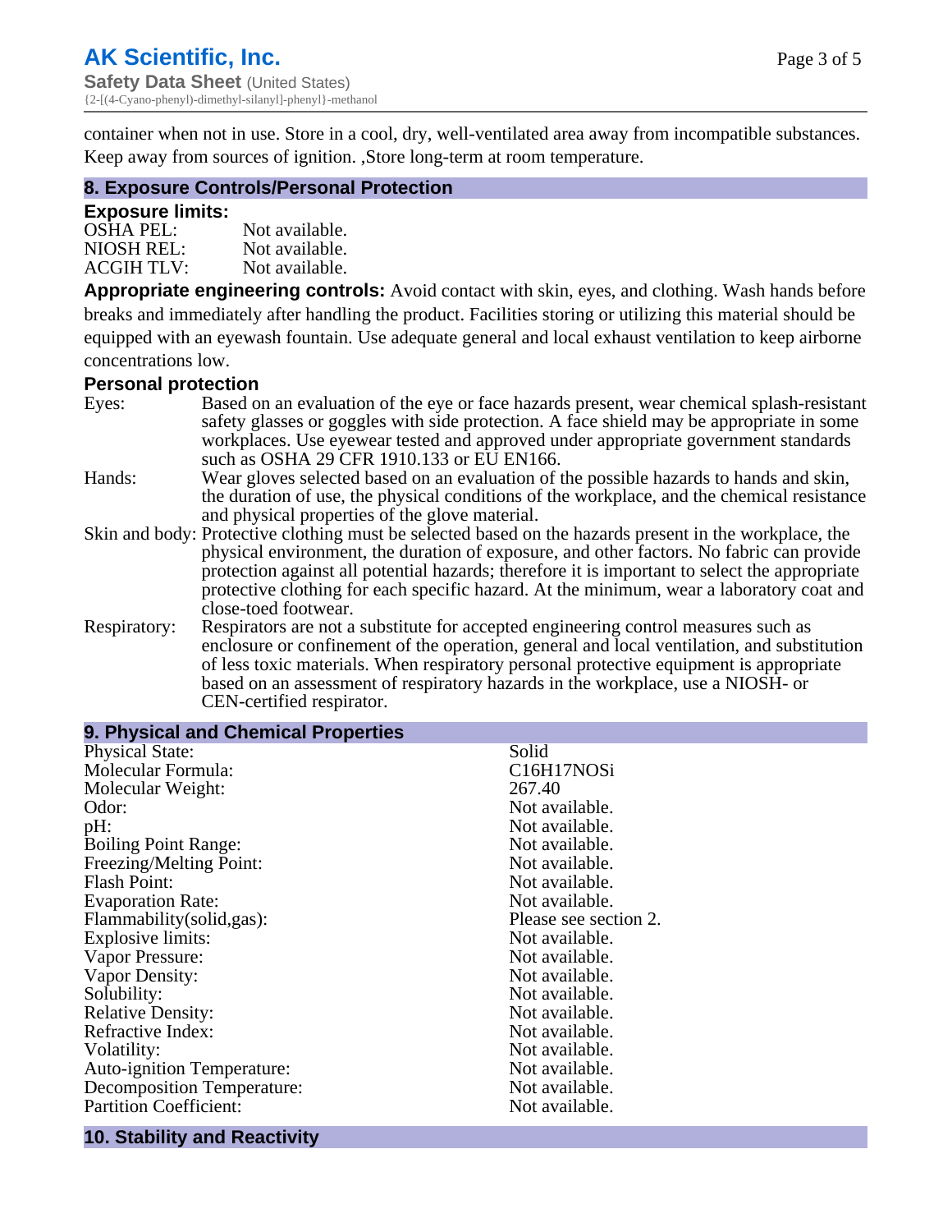container when not in use. Store in a cool, dry, well-ventilated area away from incompatible substances. Keep away from sources of ignition. ,Store long-term at room temperature.

## 8. Exposure Controls/Personal Protection

### Exposure limits:

| | |
|---|---|
| OSHA PEL: | Not available. |
| NIOSH REL: | Not available. |
| ACGIH TLV: | Not available. |

**Appropriate engineering controls:** Avoid contact with skin, eyes, and clothing. Wash hands before breaks and immediately after handling the product. Facilities storing or utilizing this material should be equipped with an eyewash fountain. Use adequate general and local exhaust ventilation to keep airborne concentrations low.

### Personal protection

| | |
|---|---|
| Eyes: | Based on an evaluation of the eye or face hazards present, wear chemical splash-resistant safety glasses or goggles with side protection. A face shield may be appropriate in some workplaces. Use eyewear tested and approved under appropriate government standards such as OSHA 29 CFR 1910.133 or EU EN166. |
| Hands: | Wear gloves selected based on an evaluation of the possible hazards to hands and skin, the duration of use, the physical conditions of the workplace, and the chemical resistance and physical properties of the glove material. |
| Skin and body: | Protective clothing must be selected based on the hazards present in the workplace, the physical environment, the duration of exposure, and other factors. No fabric can provide protection against all potential hazards; therefore it is important to select the appropriate protective clothing for each specific hazard. At the minimum, wear a laboratory coat and close-toed footwear. |
| Respiratory: | Respirators are not a substitute for accepted engineering control measures such as enclosure or confinement of the operation, general and local ventilation, and substitution of less toxic materials. When respiratory personal protective equipment is appropriate based on an assessment of respiratory hazards in the workplace, use a NIOSH- or CEN-certified respirator. |

## 9. Physical and Chemical Properties

| | |
|---|---|
| Physical State: | Solid |
| Molecular Formula: | C16H17NOSi |
| Molecular Weight: | 267.40 |
| Odor: | Not available. |
| pH: | Not available. |
| Boiling Point Range: | Not available. |
| Freezing/Melting Point: | Not available. |
| Flash Point: | Not available. |
| Evaporation Rate: | Not available. |
| Flammability(solid,gas): | Please see section 2. |
| Explosive limits: | Not available. |
| Vapor Pressure: | Not available. |
| Vapor Density: | Not available. |
| Solubility: | Not available. |
| Relative Density: | Not available. |
| Refractive Index: | Not available. |
| Volatility: | Not available. |
| Auto-ignition Temperature: | Not available. |
| Decomposition Temperature: | Not available. |
| Partition Coefficient: | Not available. |

## 10. Stability and Reactivity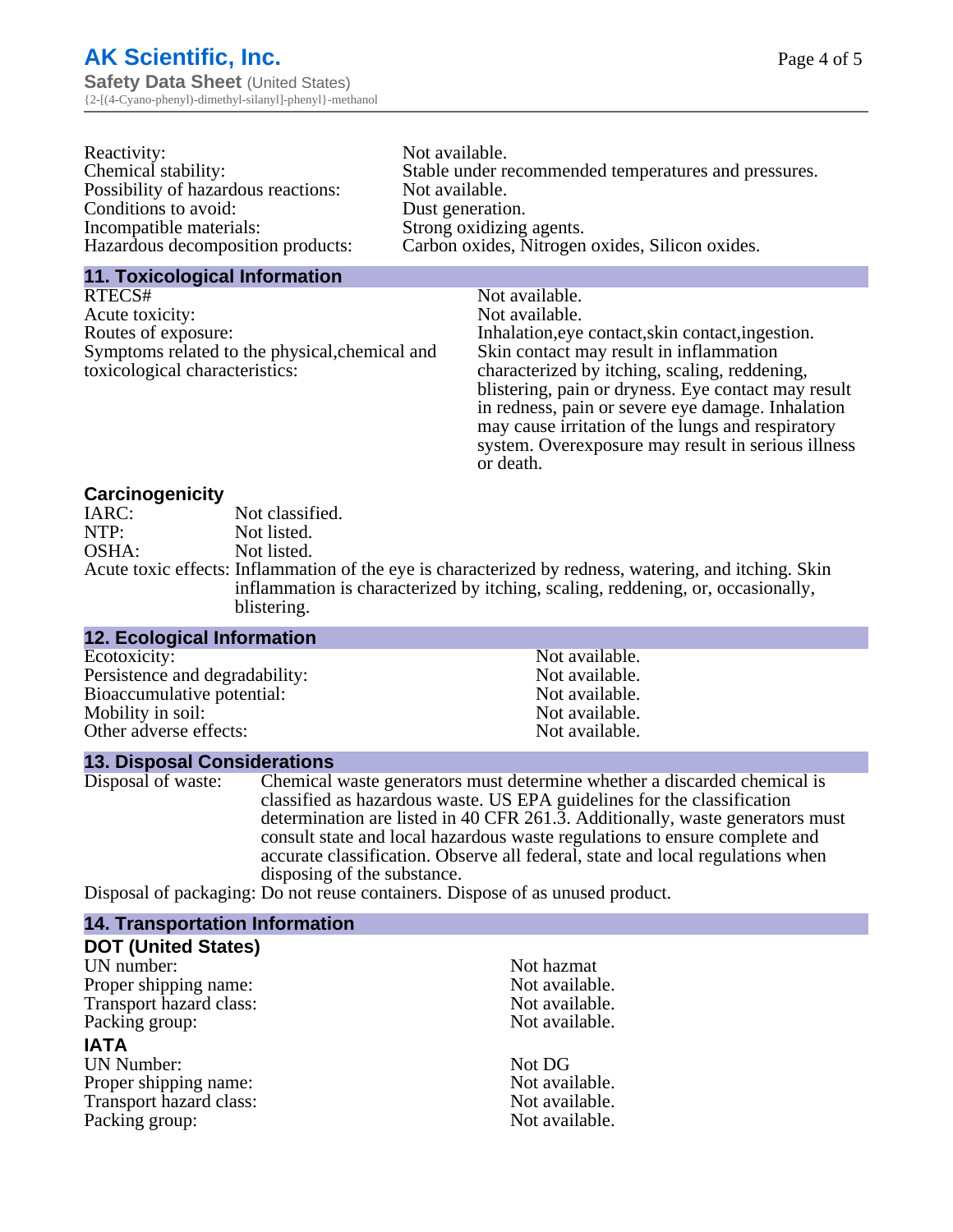| | |
|---|---|
| Reactivity: | Not available. |
| Chemical stability: | Stable under recommended temperatures and pressures. |
| Possibility of hazardous reactions: | Not available. |
| Conditions to avoid: | Dust generation. |
| Incompatible materials: | Strong oxidizing agents. |
| Hazardous decomposition products: | Carbon oxides, Nitrogen oxides, Silicon oxides. |

## 11. Toxicological Information

| | |
|---|---|
| RTECS# | Not available. |
| Acute toxicity: | Not available. |
| Routes of exposure: | Inhalation,eye contact,skin contact,ingestion. |
| Symptoms related to the physical,chemical and toxicological characteristics: | Skin contact may result in inflammation characterized by itching, scaling, reddening, blistering, pain or dryness. Eye contact may result in redness, pain or severe eye damage. Inhalation may cause irritation of the lungs and respiratory system. Overexposure may result in serious illness or death. |

### Carcinogenicity

| | |
|---|---|
| IARC: | Not classified. |
| NTP: | Not listed. |
| OSHA: | Not listed. |
| Acute toxic effects: | Inflammation of the eye is characterized by redness, watering, and itching. Skin inflammation is characterized by itching, scaling, reddening, or, occasionally, blistering. |

## 12. Ecological Information

| | |
|---|---|
| Ecotoxicity: | Not available. |
| Persistence and degradability: | Not available. |
| Bioaccumulative potential: | Not available. |
| Mobility in soil: | Not available. |
| Other adverse effects: | Not available. |

## 13. Disposal Considerations

| | |
|---|---|
| Disposal of waste: | Chemical waste generators must determine whether a discarded chemical is classified as hazardous waste. US EPA guidelines for the classification determination are listed in 40 CFR 261.3. Additionally, waste generators must consult state and local hazardous waste regulations to ensure complete and accurate classification. Observe all federal, state and local regulations when disposing of the substance. |
| Disposal of packaging: | Do not reuse containers. Dispose of as unused product. |

## 14. Transportation Information

### DOT (United States)

| | |
|---|---|
| UN number: | Not hazmat |
| Proper shipping name: | Not available. |
| Transport hazard class: | Not available. |
| Packing group: | Not available. |

### IATA

| | |
|---|---|
| UN Number: | Not DG |
| Proper shipping name: | Not available. |
| Transport hazard class: | Not available. |
| Packing group: | Not available. |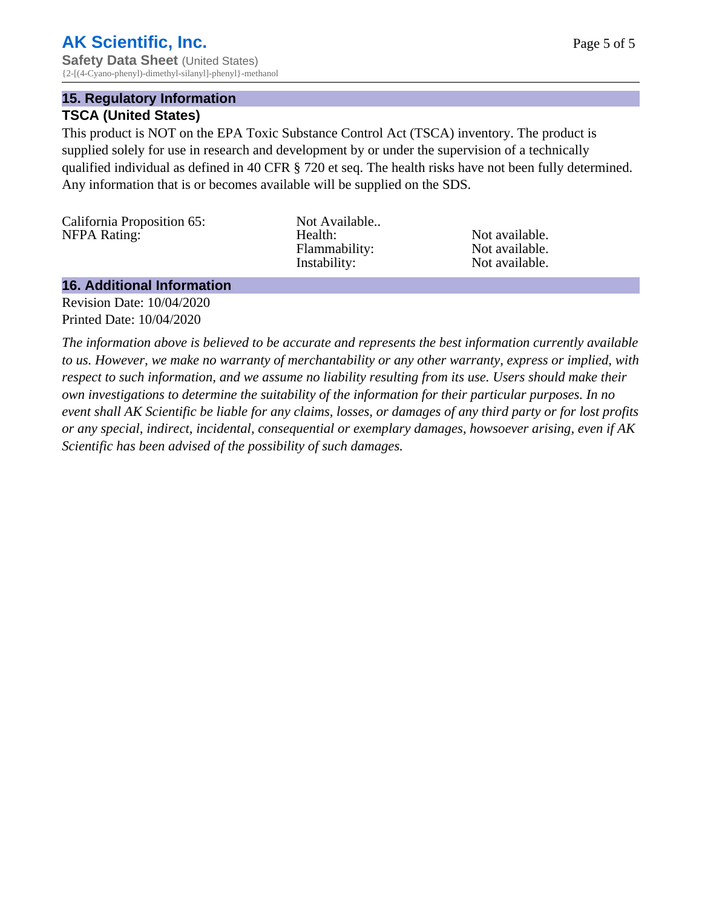## 15. Regulatory Information

### TSCA (United States)

This product is NOT on the EPA Toxic Substance Control Act (TSCA) inventory. The product is supplied solely for use in research and development by or under the supervision of a technically qualified individual as defined in 40 CFR § 720 et seq. The health risks have not been fully determined. Any information that is or becomes available will be supplied on the SDS.

| | | |
|---|---|---|
| California Proposition 65: | Not Available.. | |
| NFPA Rating: | Health: | Not available. |
| | Flammability: | Not available. |
| | Instability: | Not available. |

## 16. Additional Information

Revision Date: 10/04/2020
Printed Date: 10/04/2020

*The information above is believed to be accurate and represents the best information currently available to us. However, we make no warranty of merchantability or any other warranty, express or implied, with respect to such information, and we assume no liability resulting from its use. Users should make their own investigations to determine the suitability of the information for their particular purposes. In no event shall AK Scientific be liable for any claims, losses, or damages of any third party or for lost profits or any special, indirect, incidental, consequential or exemplary damages, howsoever arising, even if AK Scientific has been advised of the possibility of such damages.*